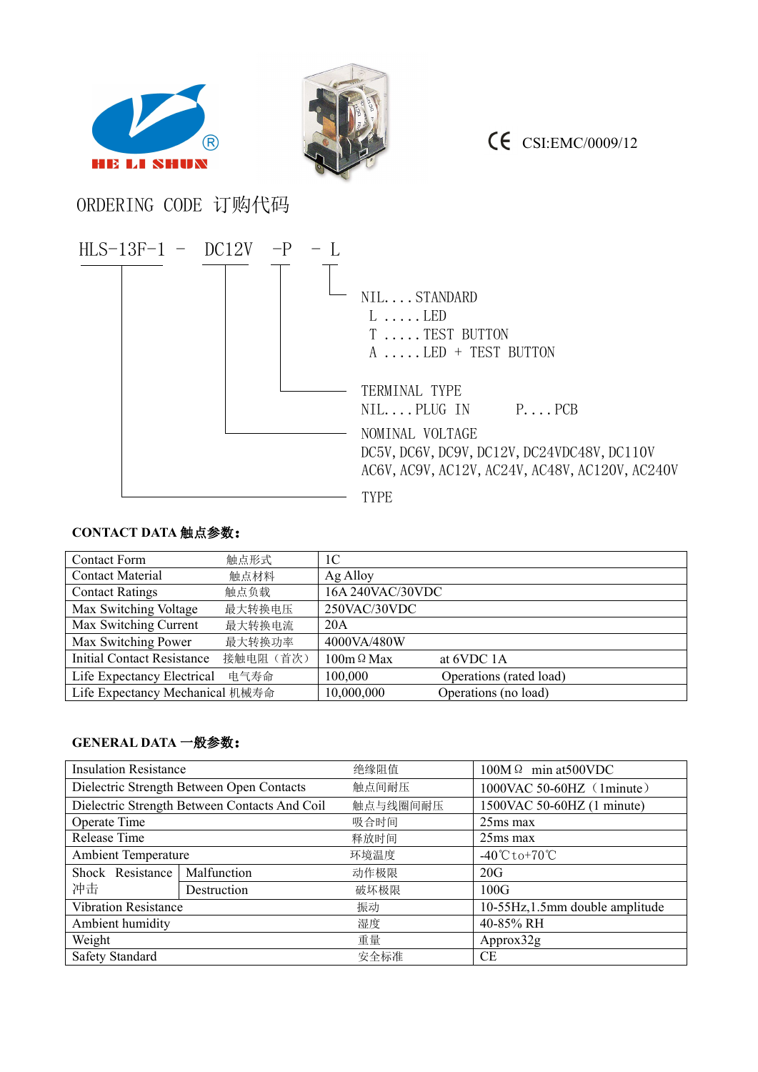HE LI SHUN

CE CSI:EMC/0009/12

ORDERING CODE 订购代码

HLS-13F-1 - DC12V -P - L

- L: NIL....STANDARD
  - L .....LED
  - T .....TEST BUTTON
  - A .....LED + TEST BUTTON
- -P: TERMINAL TYPE
  - NIL....PLUG IN P....PCB
- DC12V: NOMINAL VOLTAGE
  - DC5V,DC6V,DC9V,DC12V,DC24VDC48V,DC110V
  - AC6V,AC9V,AC12V,AC24V,AC48V,AC120V,AC240V
- HLS-13F-1: TYPE

**CONTACT DATA 触点参数:**

| | | |
|---|---|---|
| Contact Form | 触点形式 | 1C |
| Contact Material | 触点材料 | Ag Alloy |
| Contact Ratings | 触点负载 | 16A 240VAC/30VDC |
| Max Switching Voltage | 最大转换电压 | 250VAC/30VDC |
| Max Switching Current | 最大转换电流 | 20A |
| Max Switching Power | 最大转换功率 | 4000VA/480W |
| Initial Contact Resistance | 接触电阻（首次） | 100mΩ Max at 6VDC 1A |
| Life Expectancy Electrical | 电气寿命 | 100,000 Operations (rated load) |
| Life Expectancy Mechanical | 机械寿命 | 10,000,000 Operations (no load) |

**GENERAL DATA 一般参数:**

| | | | |
|---|---|---|---|
| Insulation Resistance | | 绝缘阻值 | 100MΩ min at500VDC |
| Dielectric Strength Between Open Contacts | | 触点间耐压 | 1000VAC 50-60HZ（1minute） |
| Dielectric Strength Between Contacts And Coil | | 触点与线圈间耐压 | 1500VAC 50-60HZ (1 minute) |
| Operate Time | | 吸合时间 | 25ms max |
| Release Time | | 释放时间 | 25ms max |
| Ambient Temperature | | 环境温度 | -40℃to+70℃ |
| Shock Resistance 冲击 | Malfunction | 动作极限 | 20G |
| | Destruction | 破坏极限 | 100G |
| Vibration Resistance | | 振动 | 10-55Hz,1.5mm double amplitude |
| Ambient humidity | | 湿度 | 40-85% RH |
| Weight | | 重量 | Approx32g |
| Safety Standard | | 安全标准 | CE |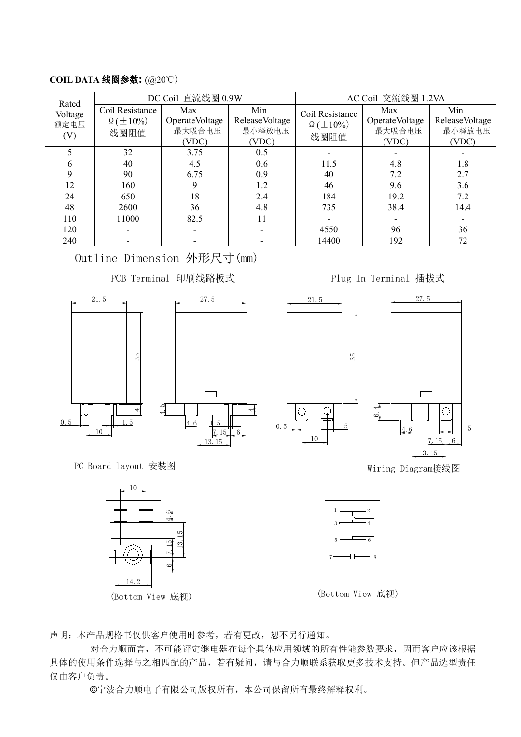**COIL DATA 线圈参数: (@20℃)**

| Rated Voltage 额定电压 (V) | DC Coil 直流线圈 0.9W | | | AC Coil 交流线圈 1.2VA | | |
|---|---|---|---|---|---|---|
| | Coil Resistance Ω(±10%) 线圈阻值 | Max OperateVoltage 最大吸合电压 (VDC) | Min ReleaseVoltage 最小释放电压 (VDC) | Coil Resistance Ω(±10%) 线圈阻值 | Max OperateVoltage 最大吸合电压 (VDC) | Min ReleaseVoltage 最小释放电压 (VDC) |
| 5 | 32 | 3.75 | 0.5 | - | - | - |
| 6 | 40 | 4.5 | 0.6 | 11.5 | 4.8 | 1.8 |
| 9 | 90 | 6.75 | 0.9 | 40 | 7.2 | 2.7 |
| 12 | 160 | 9 | 1.2 | 46 | 9.6 | 3.6 |
| 24 | 650 | 18 | 2.4 | 184 | 19.2 | 7.2 |
| 48 | 2600 | 36 | 4.8 | 735 | 38.4 | 14.4 |
| 110 | 11000 | 82.5 | 11 | - | - | - |
| 120 | - | - | - | 4550 | 96 | 36 |
| 240 | - | - | - | 14400 | 192 | 72 |

## Outline Dimension 外形尺寸(mm)

PCB Terminal 印刷线路板式

21.5
35
4
0.5
1.5
10

27.5
4.5
4
4.6
1.5
7.15
6
13.15

Plug-In Terminal 插拔式

21.5
35
0.5
5
10

27.5
6.4
4.6
5
7.15
6
13.15

PC Board layout 安装图

10
4.6
13.15
7.15
6
14.2

(Bottom View 底视)

Wiring Diagram接线图

1
2
3
4
5
6
7
8

(Bottom View 底视)

声明：本产品规格书仅供客户使用时参考，若有更改，恕不另行通知。

对合力顺而言，不可能评定继电器在每个具体应用领域的所有性能参数要求，因而客户应该根据具体的使用条件选择与之相匹配的产品，若有疑问，请与合力顺联系获取更多技术支持。但产品选型责任仅由客户负责。

©宁波合力顺电子有限公司版权所有，本公司保留所有最终解释权利。